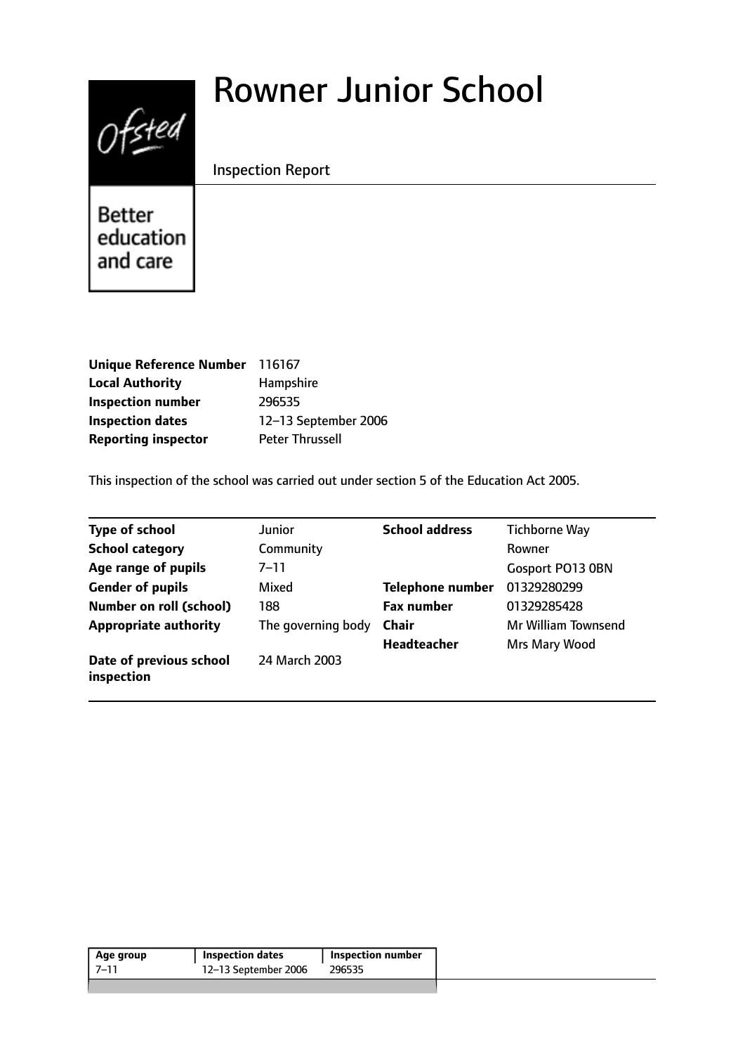# Rowner Junior School

Inspection Report

Ofsted

Better education and care

| | |
|---|---|
| **Unique Reference Number** | 116167 |
| **Local Authority** | Hampshire |
| **Inspection number** | 296535 |
| **Inspection dates** | 12–13 September 2006 |
| **Reporting inspector** | Peter Thrussell |

This inspection of the school was carried out under section 5 of the Education Act 2005.

| | | | |
|---|---|---|---|
| **Type of school** | Junior | **School address** | Tichborne Way |
| **School category** | Community | | Rowner |
| **Age range of pupils** | 7–11 | | Gosport PO13 0BN |
| **Gender of pupils** | Mixed | **Telephone number** | 01329280299 |
| **Number on roll (school)** | 188 | **Fax number** | 01329285428 |
| **Appropriate authority** | The governing body | **Chair** | Mr William Townsend |
| | | **Headteacher** | Mrs Mary Wood |
| **Date of previous school inspection** | 24 March 2003 | | |

| Age group | Inspection dates | Inspection number |
|---|---|---|
| 7–11 | 12–13 September 2006 | 296535 |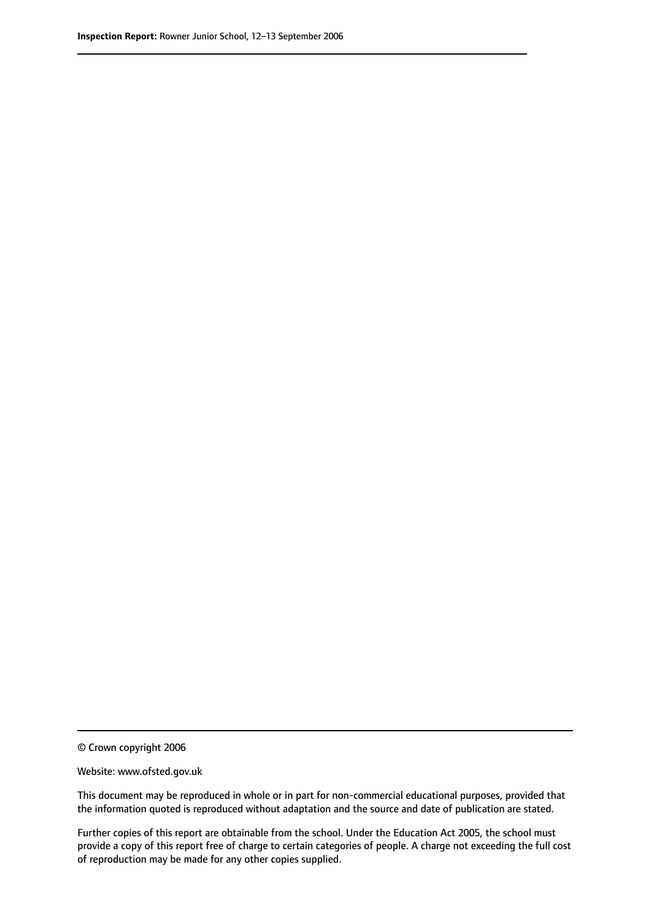© Crown copyright 2006

Website: www.ofsted.gov.uk

This document may be reproduced in whole or in part for non-commercial educational purposes, provided that the information quoted is reproduced without adaptation and the source and date of publication are stated.

Further copies of this report are obtainable from the school. Under the Education Act 2005, the school must provide a copy of this report free of charge to certain categories of people. A charge not exceeding the full cost of reproduction may be made for any other copies supplied.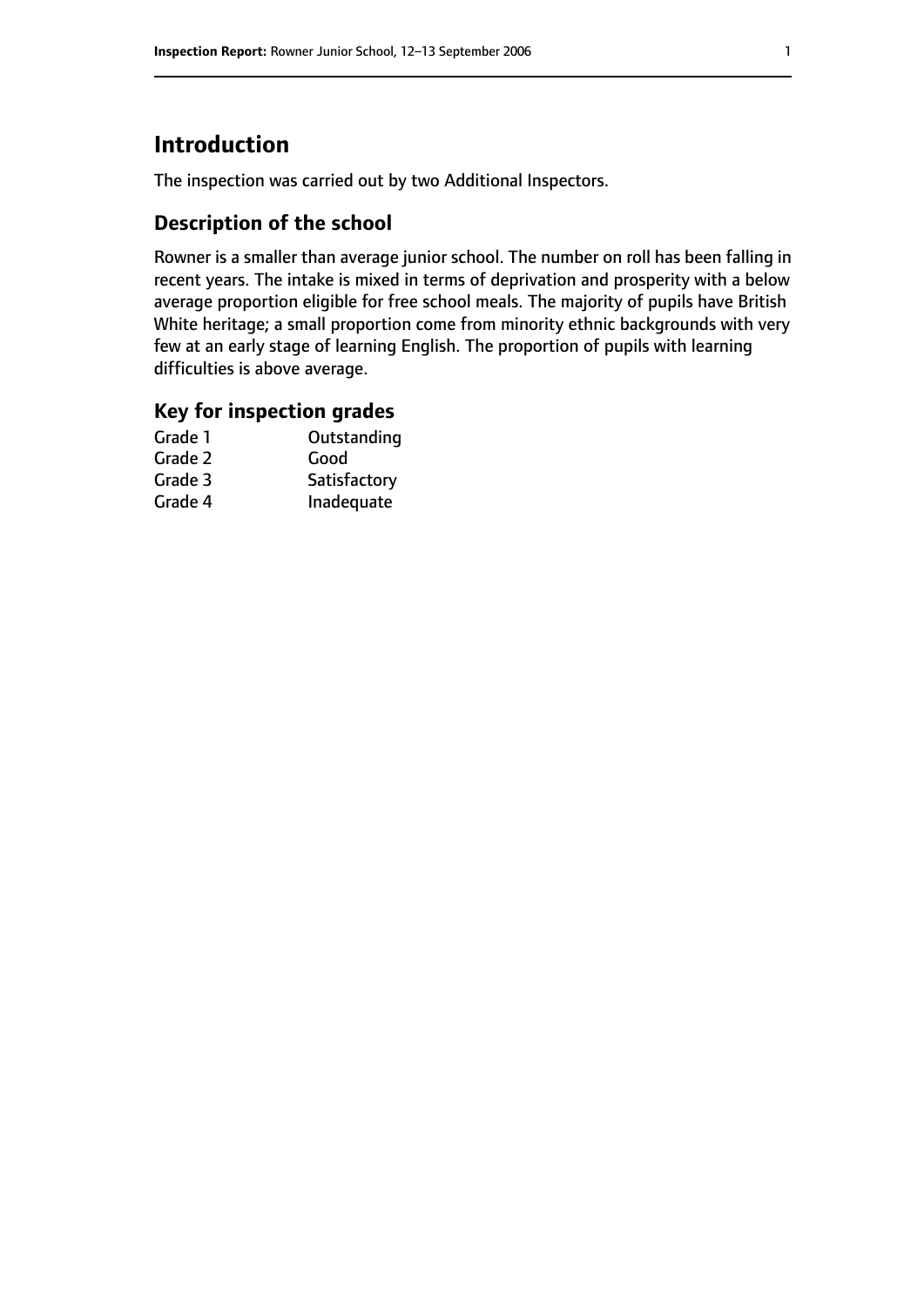# Introduction

The inspection was carried out by two Additional Inspectors.

## Description of the school

Rowner is a smaller than average junior school. The number on roll has been falling in recent years. The intake is mixed in terms of deprivation and prosperity with a below average proportion eligible for free school meals. The majority of pupils have British White heritage; a small proportion come from minority ethnic backgrounds with very few at an early stage of learning English. The proportion of pupils with learning difficulties is above average.

## Key for inspection grades

| | |
|---|---|
| Grade 1 | Outstanding |
| Grade 2 | Good |
| Grade 3 | Satisfactory |
| Grade 4 | Inadequate |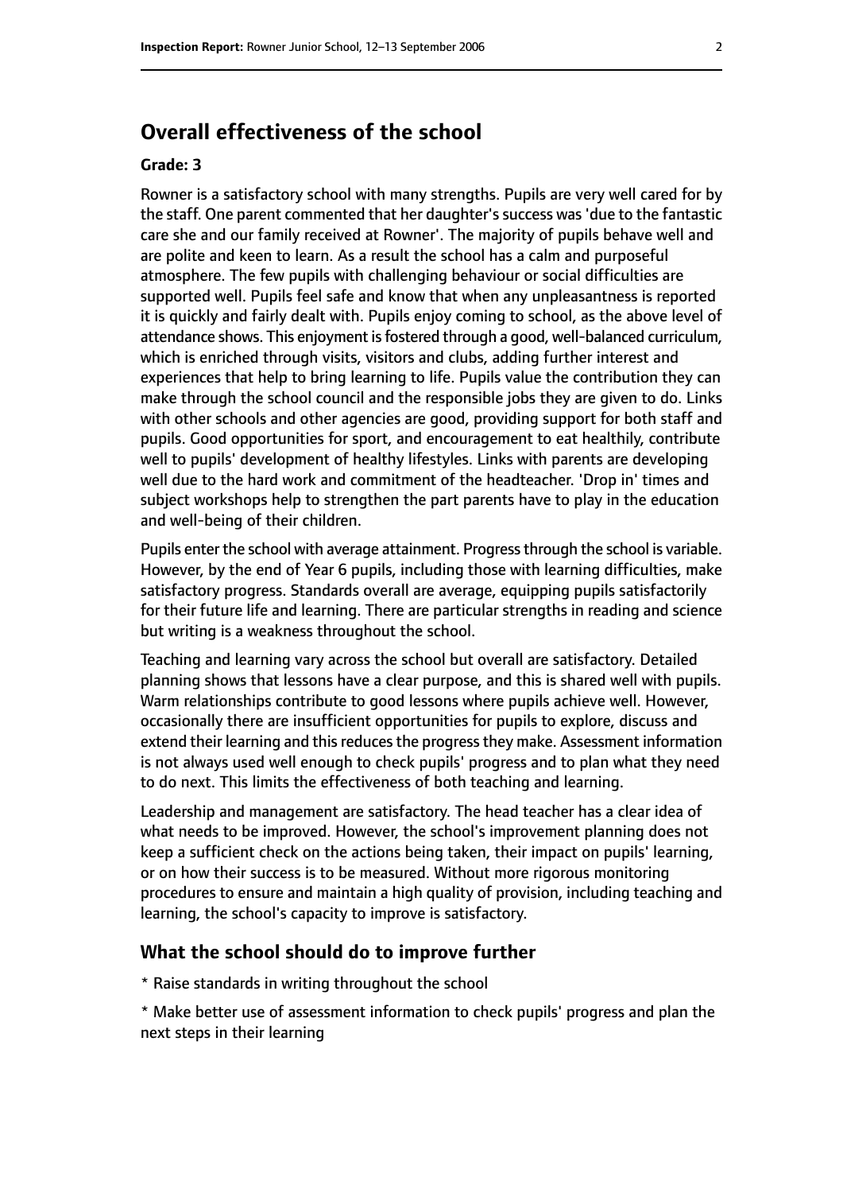## Overall effectiveness of the school

### Grade: 3

Rowner is a satisfactory school with many strengths. Pupils are very well cared for by the staff. One parent commented that her daughter's success was 'due to the fantastic care she and our family received at Rowner'. The majority of pupils behave well and are polite and keen to learn. As a result the school has a calm and purposeful atmosphere. The few pupils with challenging behaviour or social difficulties are supported well. Pupils feel safe and know that when any unpleasantness is reported it is quickly and fairly dealt with. Pupils enjoy coming to school, as the above level of attendance shows. This enjoyment is fostered through a good, well-balanced curriculum, which is enriched through visits, visitors and clubs, adding further interest and experiences that help to bring learning to life. Pupils value the contribution they can make through the school council and the responsible jobs they are given to do. Links with other schools and other agencies are good, providing support for both staff and pupils. Good opportunities for sport, and encouragement to eat healthily, contribute well to pupils' development of healthy lifestyles. Links with parents are developing well due to the hard work and commitment of the headteacher. 'Drop in' times and subject workshops help to strengthen the part parents have to play in the education and well-being of their children.

Pupils enter the school with average attainment. Progress through the school is variable. However, by the end of Year 6 pupils, including those with learning difficulties, make satisfactory progress. Standards overall are average, equipping pupils satisfactorily for their future life and learning. There are particular strengths in reading and science but writing is a weakness throughout the school.

Teaching and learning vary across the school but overall are satisfactory. Detailed planning shows that lessons have a clear purpose, and this is shared well with pupils. Warm relationships contribute to good lessons where pupils achieve well. However, occasionally there are insufficient opportunities for pupils to explore, discuss and extend their learning and this reduces the progress they make. Assessment information is not always used well enough to check pupils' progress and to plan what they need to do next. This limits the effectiveness of both teaching and learning.

Leadership and management are satisfactory. The head teacher has a clear idea of what needs to be improved. However, the school's improvement planning does not keep a sufficient check on the actions being taken, their impact on pupils' learning, or on how their success is to be measured. Without more rigorous monitoring procedures to ensure and maintain a high quality of provision, including teaching and learning, the school's capacity to improve is satisfactory.

### What the school should do to improve further

* Raise standards in writing throughout the school

* Make better use of assessment information to check pupils' progress and plan the next steps in their learning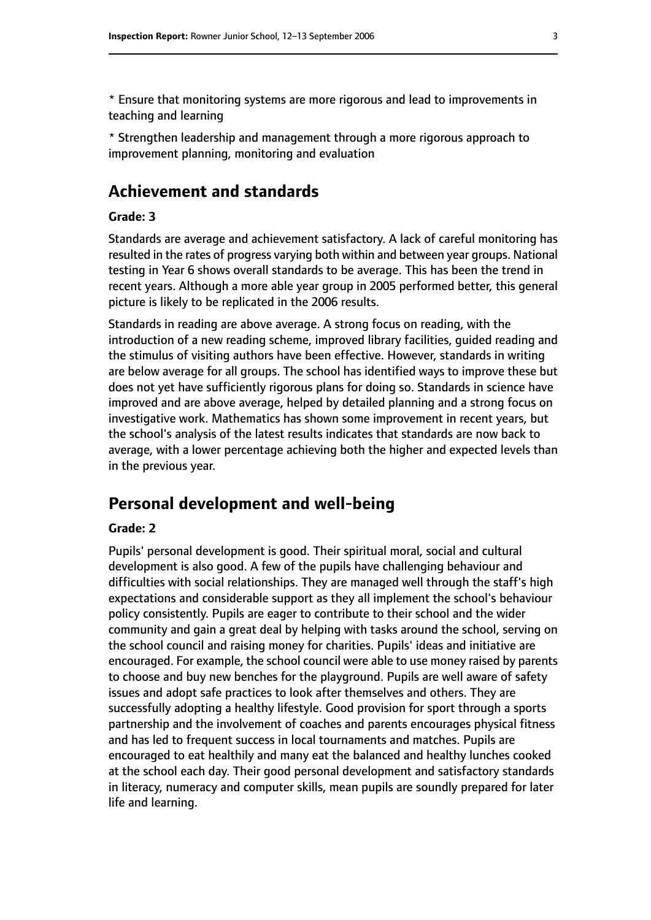* Ensure that monitoring systems are more rigorous and lead to improvements in teaching and learning

* Strengthen leadership and management through a more rigorous approach to improvement planning, monitoring and evaluation

## Achievement and standards

**Grade: 3**

Standards are average and achievement satisfactory. A lack of careful monitoring has resulted in the rates of progress varying both within and between year groups. National testing in Year 6 shows overall standards to be average. This has been the trend in recent years. Although a more able year group in 2005 performed better, this general picture is likely to be replicated in the 2006 results.

Standards in reading are above average. A strong focus on reading, with the introduction of a new reading scheme, improved library facilities, guided reading and the stimulus of visiting authors have been effective. However, standards in writing are below average for all groups. The school has identified ways to improve these but does not yet have sufficiently rigorous plans for doing so. Standards in science have improved and are above average, helped by detailed planning and a strong focus on investigative work. Mathematics has shown some improvement in recent years, but the school's analysis of the latest results indicates that standards are now back to average, with a lower percentage achieving both the higher and expected levels than in the previous year.

## Personal development and well-being

**Grade: 2**

Pupils' personal development is good. Their spiritual moral, social and cultural development is also good. A few of the pupils have challenging behaviour and difficulties with social relationships. They are managed well through the staff's high expectations and considerable support as they all implement the school's behaviour policy consistently. Pupils are eager to contribute to their school and the wider community and gain a great deal by helping with tasks around the school, serving on the school council and raising money for charities. Pupils' ideas and initiative are encouraged. For example, the school council were able to use money raised by parents to choose and buy new benches for the playground. Pupils are well aware of safety issues and adopt safe practices to look after themselves and others. They are successfully adopting a healthy lifestyle. Good provision for sport through a sports partnership and the involvement of coaches and parents encourages physical fitness and has led to frequent success in local tournaments and matches. Pupils are encouraged to eat healthily and many eat the balanced and healthy lunches cooked at the school each day. Their good personal development and satisfactory standards in literacy, numeracy and computer skills, mean pupils are soundly prepared for later life and learning.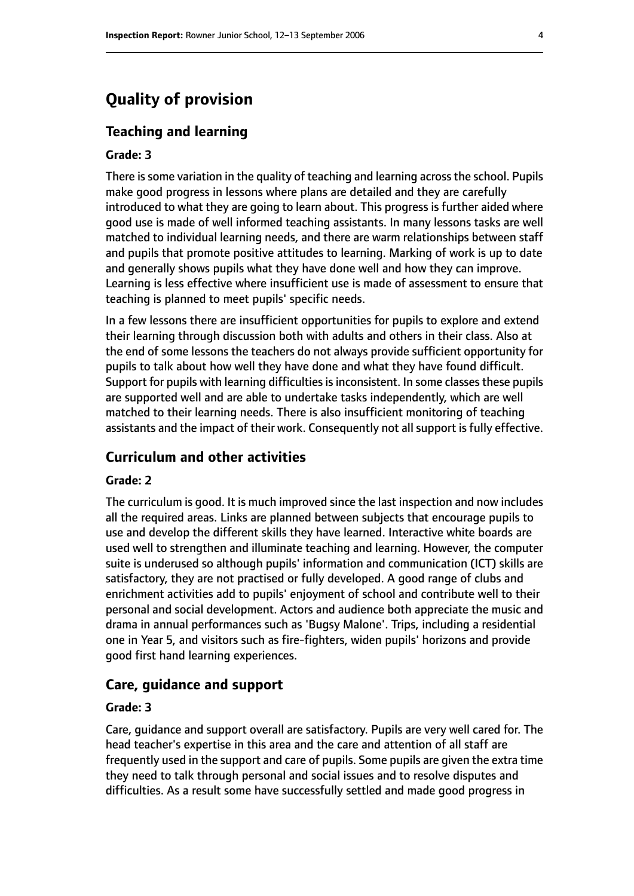# Quality of provision

## Teaching and learning

**Grade: 3**

There is some variation in the quality of teaching and learning across the school. Pupils make good progress in lessons where plans are detailed and they are carefully introduced to what they are going to learn about. This progress is further aided where good use is made of well informed teaching assistants. In many lessons tasks are well matched to individual learning needs, and there are warm relationships between staff and pupils that promote positive attitudes to learning. Marking of work is up to date and generally shows pupils what they have done well and how they can improve. Learning is less effective where insufficient use is made of assessment to ensure that teaching is planned to meet pupils' specific needs.

In a few lessons there are insufficient opportunities for pupils to explore and extend their learning through discussion both with adults and others in their class. Also at the end of some lessons the teachers do not always provide sufficient opportunity for pupils to talk about how well they have done and what they have found difficult. Support for pupils with learning difficulties is inconsistent. In some classes these pupils are supported well and are able to undertake tasks independently, which are well matched to their learning needs. There is also insufficient monitoring of teaching assistants and the impact of their work. Consequently not all support is fully effective.

## Curriculum and other activities

**Grade: 2**

The curriculum is good. It is much improved since the last inspection and now includes all the required areas. Links are planned between subjects that encourage pupils to use and develop the different skills they have learned. Interactive white boards are used well to strengthen and illuminate teaching and learning. However, the computer suite is underused so although pupils' information and communication (ICT) skills are satisfactory, they are not practised or fully developed. A good range of clubs and enrichment activities add to pupils' enjoyment of school and contribute well to their personal and social development. Actors and audience both appreciate the music and drama in annual performances such as 'Bugsy Malone'. Trips, including a residential one in Year 5, and visitors such as fire-fighters, widen pupils' horizons and provide good first hand learning experiences.

## Care, guidance and support

**Grade: 3**

Care, guidance and support overall are satisfactory. Pupils are very well cared for. The head teacher's expertise in this area and the care and attention of all staff are frequently used in the support and care of pupils. Some pupils are given the extra time they need to talk through personal and social issues and to resolve disputes and difficulties. As a result some have successfully settled and made good progress in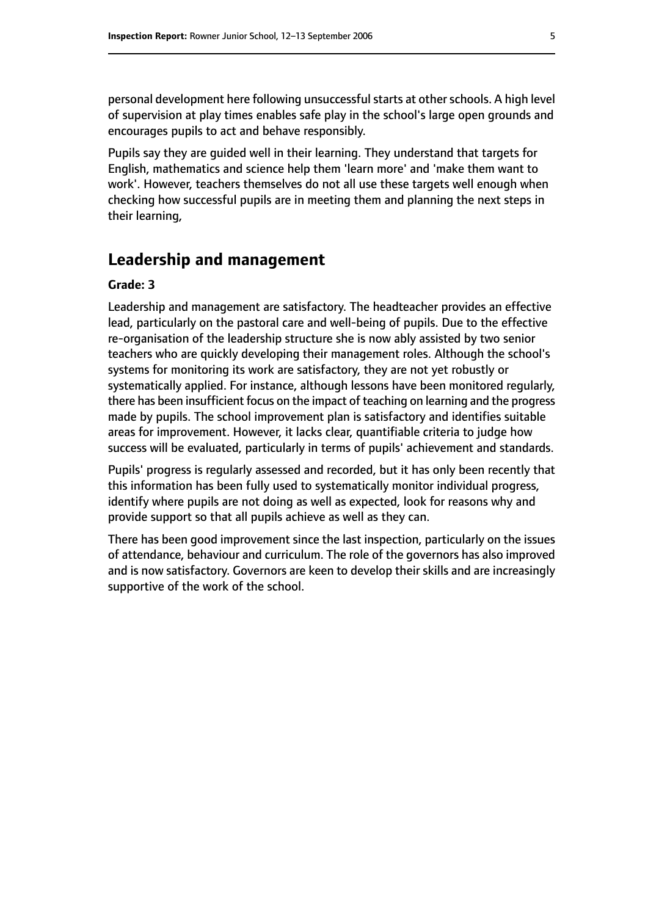personal development here following unsuccessful starts at other schools. A high level of supervision at play times enables safe play in the school's large open grounds and encourages pupils to act and behave responsibly.

Pupils say they are guided well in their learning. They understand that targets for English, mathematics and science help them 'learn more' and 'make them want to work'. However, teachers themselves do not all use these targets well enough when checking how successful pupils are in meeting them and planning the next steps in their learning,

## Leadership and management

**Grade: 3**

Leadership and management are satisfactory. The headteacher provides an effective lead, particularly on the pastoral care and well-being of pupils. Due to the effective re-organisation of the leadership structure she is now ably assisted by two senior teachers who are quickly developing their management roles. Although the school's systems for monitoring its work are satisfactory, they are not yet robustly or systematically applied. For instance, although lessons have been monitored regularly, there has been insufficient focus on the impact of teaching on learning and the progress made by pupils. The school improvement plan is satisfactory and identifies suitable areas for improvement. However, it lacks clear, quantifiable criteria to judge how success will be evaluated, particularly in terms of pupils' achievement and standards.

Pupils' progress is regularly assessed and recorded, but it has only been recently that this information has been fully used to systematically monitor individual progress, identify where pupils are not doing as well as expected, look for reasons why and provide support so that all pupils achieve as well as they can.

There has been good improvement since the last inspection, particularly on the issues of attendance, behaviour and curriculum. The role of the governors has also improved and is now satisfactory. Governors are keen to develop their skills and are increasingly supportive of the work of the school.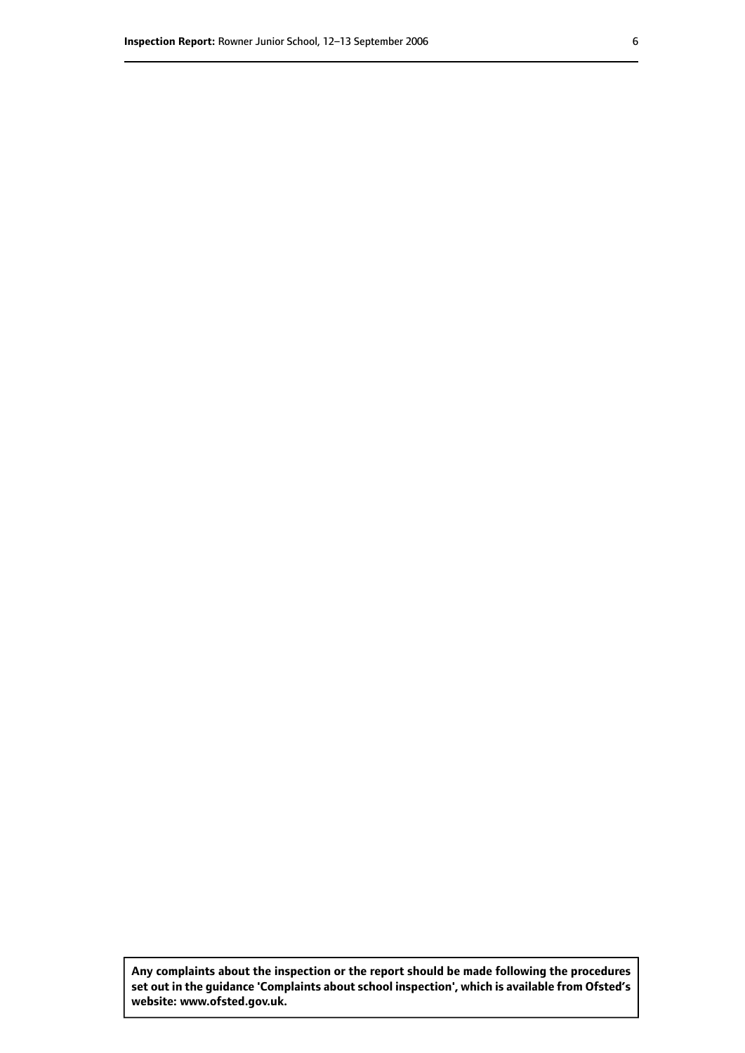**Any complaints about the inspection or the report should be made following the procedures set out in the guidance 'Complaints about school inspection', which is available from Ofsted's website: www.ofsted.gov.uk.**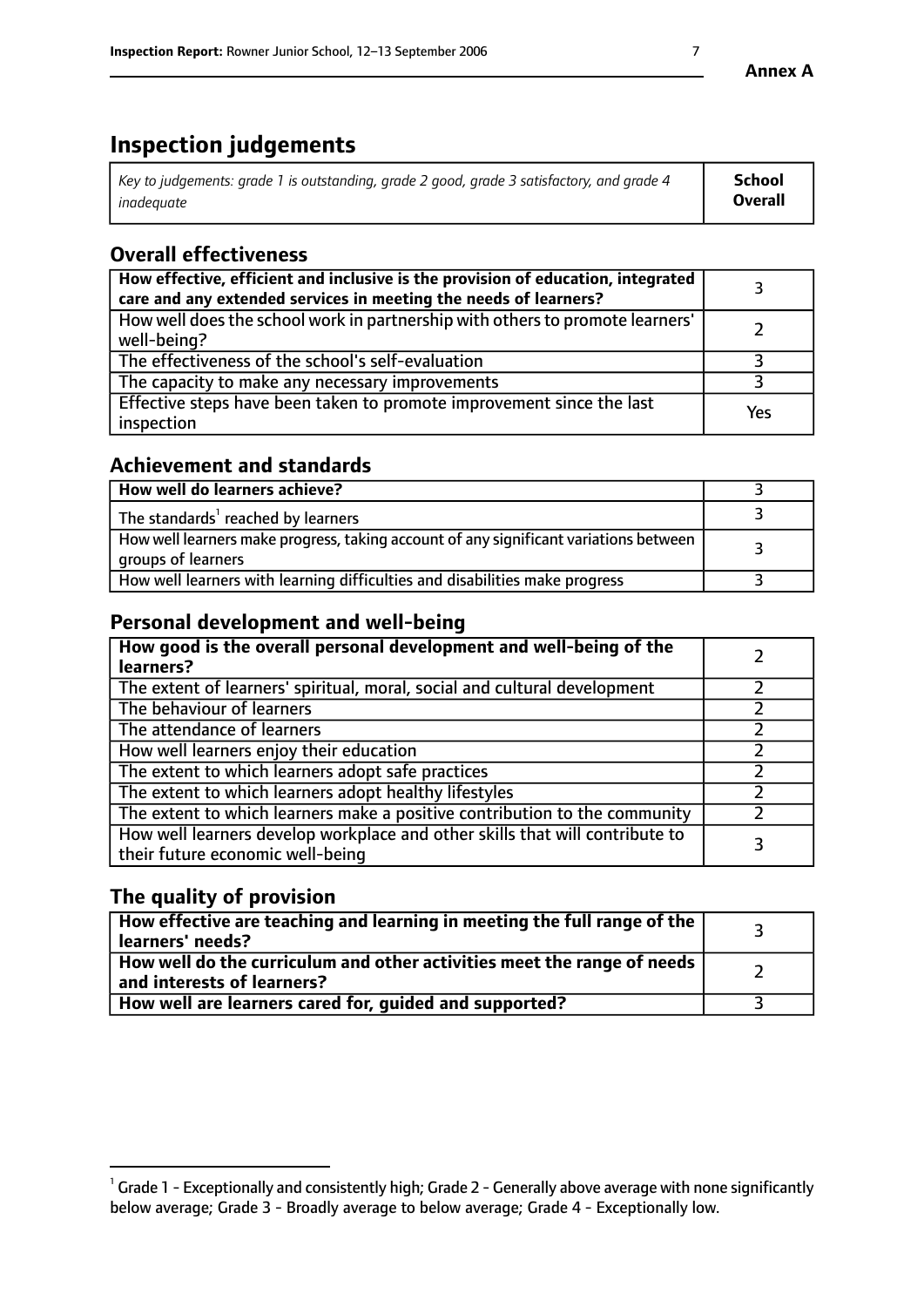**Annex A**

# Inspection judgements

| *Key to judgements: grade 1 is outstanding, grade 2 good, grade 3 satisfactory, and grade 4 inadequate* | **School Overall** |
|---|---|

## Overall effectiveness

| | |
|---|---|
| **How effective, efficient and inclusive is the provision of education, integrated care and any extended services in meeting the needs of learners?** | 3 |
| How well does the school work in partnership with others to promote learners' well-being? | 2 |
| The effectiveness of the school's self-evaluation | 3 |
| The capacity to make any necessary improvements | 3 |
| Effective steps have been taken to promote improvement since the last inspection | Yes |

## Achievement and standards

| | |
|---|---|
| **How well do learners achieve?** | 3 |
| The standards[1] reached by learners | 3 |
| How well learners make progress, taking account of any significant variations between groups of learners | 3 |
| How well learners with learning difficulties and disabilities make progress | 3 |

## Personal development and well-being

| | |
|---|---|
| **How good is the overall personal development and well-being of the learners?** | 2 |
| The extent of learners' spiritual, moral, social and cultural development | 2 |
| The behaviour of learners | 2 |
| The attendance of learners | 2 |
| How well learners enjoy their education | 2 |
| The extent to which learners adopt safe practices | 2 |
| The extent to which learners adopt healthy lifestyles | 2 |
| The extent to which learners make a positive contribution to the community | 2 |
| How well learners develop workplace and other skills that will contribute to their future economic well-being | 3 |

## The quality of provision

| | |
|---|---|
| **How effective are teaching and learning in meeting the full range of the learners' needs?** | 3 |
| **How well do the curriculum and other activities meet the range of needs and interests of learners?** | 2 |
| **How well are learners cared for, guided and supported?** | 3 |

[1] Grade 1 - Exceptionally and consistently high; Grade 2 - Generally above average with none significantly below average; Grade 3 - Broadly average to below average; Grade 4 - Exceptionally low.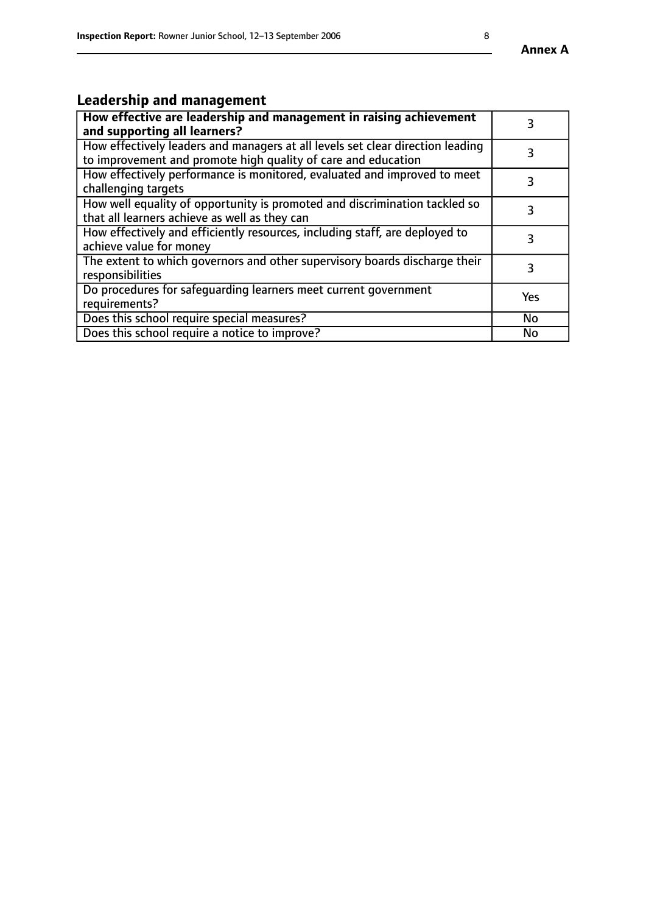## Leadership and management

| | |
|---|---|
| **How effective are leadership and management in raising achievement and supporting all learners?** | 3 |
| How effectively leaders and managers at all levels set clear direction leading to improvement and promote high quality of care and education | 3 |
| How effectively performance is monitored, evaluated and improved to meet challenging targets | 3 |
| How well equality of opportunity is promoted and discrimination tackled so that all learners achieve as well as they can | 3 |
| How effectively and efficiently resources, including staff, are deployed to achieve value for money | 3 |
| The extent to which governors and other supervisory boards discharge their responsibilities | 3 |
| Do procedures for safeguarding learners meet current government requirements? | Yes |
| Does this school require special measures? | No |
| Does this school require a notice to improve? | No |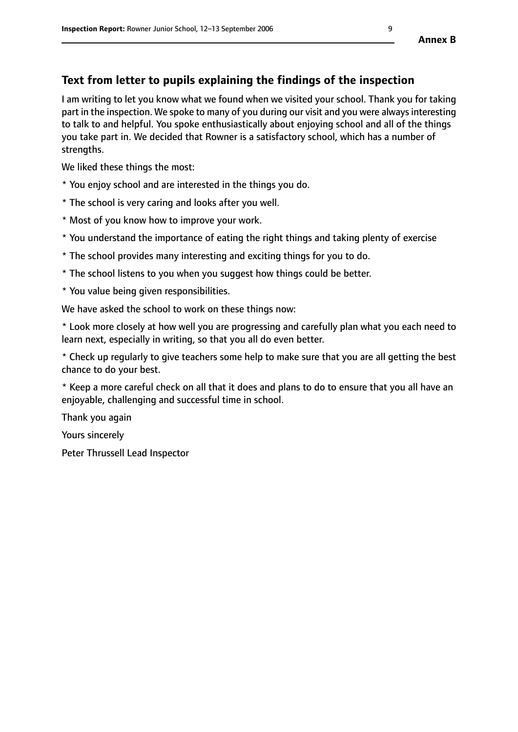## Text from letter to pupils explaining the findings of the inspection

I am writing to let you know what we found when we visited your school. Thank you for taking part in the inspection. We spoke to many of you during our visit and you were always interesting to talk to and helpful. You spoke enthusiastically about enjoying school and all of the things you take part in. We decided that Rowner is a satisfactory school, which has a number of strengths.

We liked these things the most:

* You enjoy school and are interested in the things you do.

* The school is very caring and looks after you well.

* Most of you know how to improve your work.

* You understand the importance of eating the right things and taking plenty of exercise

* The school provides many interesting and exciting things for you to do.

* The school listens to you when you suggest how things could be better.

* You value being given responsibilities.

We have asked the school to work on these things now:

* Look more closely at how well you are progressing and carefully plan what you each need to learn next, especially in writing, so that you all do even better.

* Check up regularly to give teachers some help to make sure that you are all getting the best chance to do your best.

* Keep a more careful check on all that it does and plans to do to ensure that you all have an enjoyable, challenging and successful time in school.

Thank you again

Yours sincerely

Peter Thrussell Lead Inspector